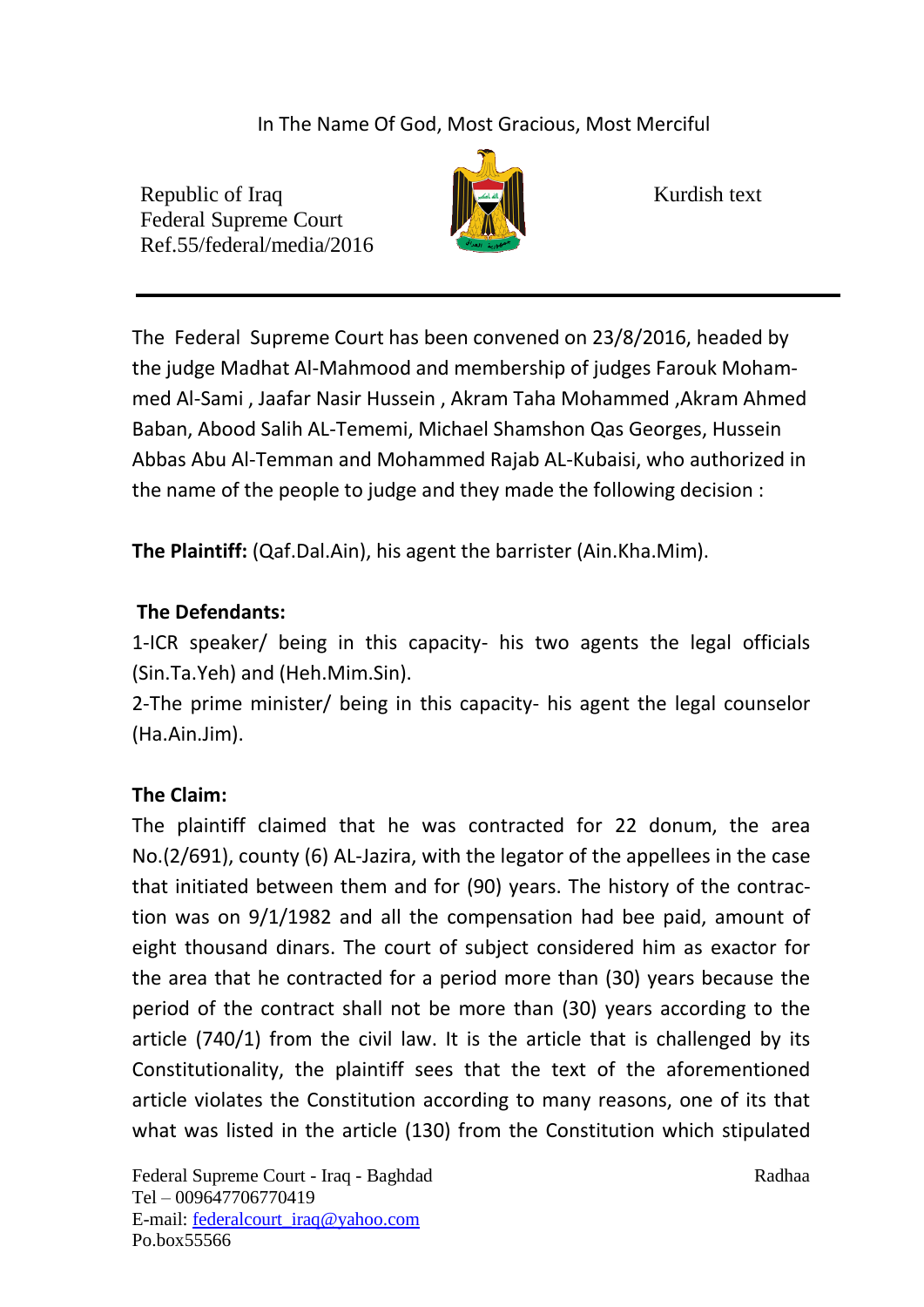In The Name Of God, Most Gracious, Most Merciful

Republic of Iraq
Federal Supreme Court
Ref.55/federal/media/2016

Kurdish text

---

The Federal Supreme Court has been convened on 23/8/2016, headed by the judge Madhat Al-Mahmood and membership of judges Farouk Mohammed Al-Sami , Jaafar Nasir Hussein , Akram Taha Mohammed ,Akram Ahmed Baban, Abood Salih AL-Tememi, Michael Shamshon Qas Georges, Hussein Abbas Abu Al-Temman and Mohammed Rajab AL-Kubaisi, who authorized in the name of the people to judge and they made the following decision :

**The Plaintiff:** (Qaf.Dal.Ain), his agent the barrister (Ain.Kha.Mim).

**The Defendants:**

1-ICR speaker/ being in this capacity- his two agents the legal officials (Sin.Ta.Yeh) and (Heh.Mim.Sin).

2-The prime minister/ being in this capacity- his agent the legal counselor (Ha.Ain.Jim).

**The Claim:**

The plaintiff claimed that he was contracted for 22 donum, the area No.(2/691), county (6) AL-Jazira, with the legator of the appellees in the case that initiated between them and for (90) years. The history of the contraction was on 9/1/1982 and all the compensation had bee paid, amount of eight thousand dinars. The court of subject considered him as exactor for the area that he contracted for a period more than (30) years because the period of the contract shall not be more than (30) years according to the article (740/1) from the civil law. It is the article that is challenged by its Constitutionality, the plaintiff sees that the text of the aforementioned article violates the Constitution according to many reasons, one of its that what was listed in the article (130) from the Constitution which stipulated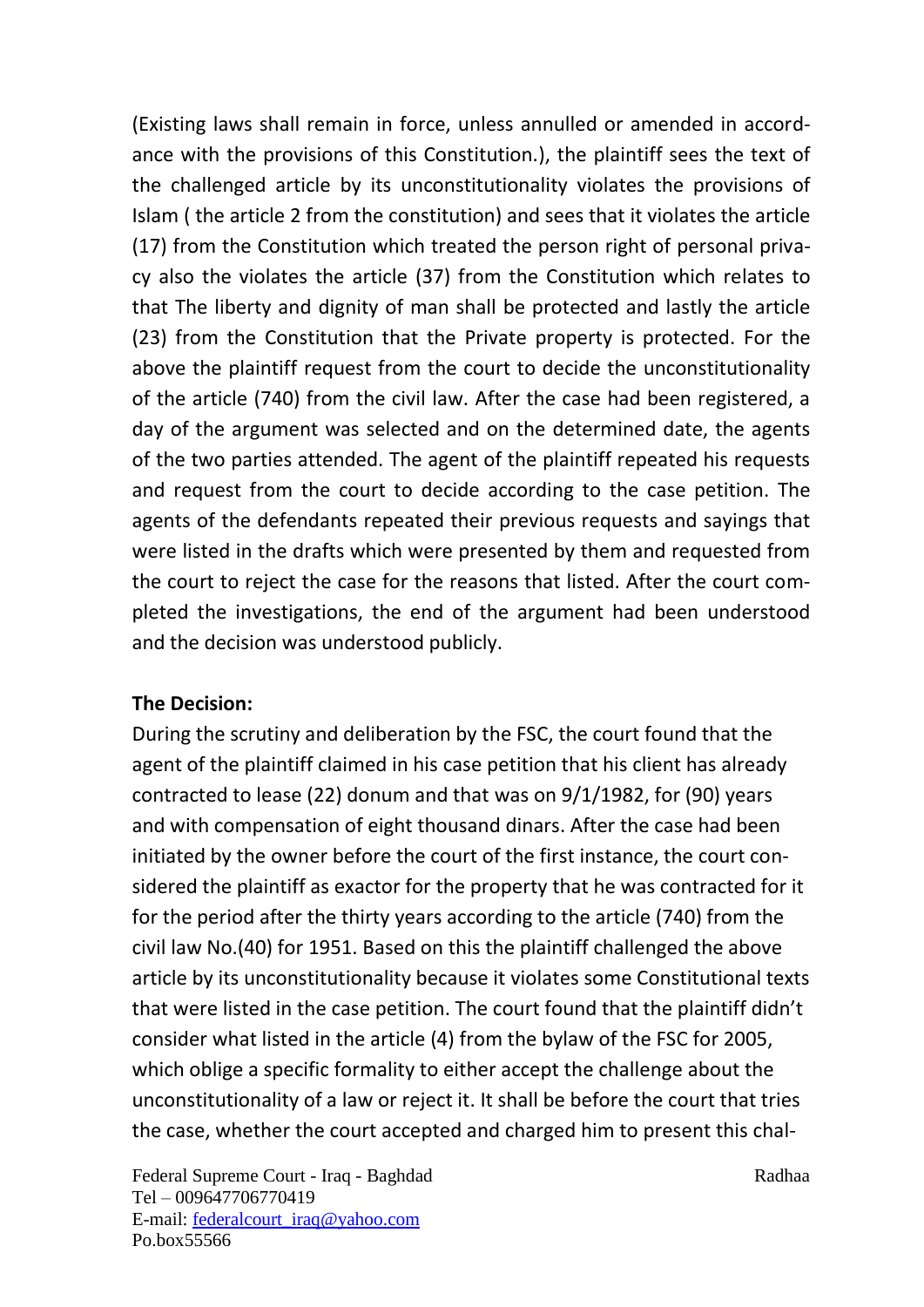(Existing laws shall remain in force, unless annulled or amended in accordance with the provisions of this Constitution.), the plaintiff sees the text of the challenged article by its unconstitutionality violates the provisions of Islam ( the article 2 from the constitution) and sees that it violates the article (17) from the Constitution which treated the person right of personal privacy also the violates the article (37) from the Constitution which relates to that The liberty and dignity of man shall be protected and lastly the article (23) from the Constitution that the Private property is protected. For the above the plaintiff request from the court to decide the unconstitutionality of the article (740) from the civil law. After the case had been registered, a day of the argument was selected and on the determined date, the agents of the two parties attended. The agent of the plaintiff repeated his requests and request from the court to decide according to the case petition. The agents of the defendants repeated their previous requests and sayings that were listed in the drafts which were presented by them and requested from the court to reject the case for the reasons that listed. After the court completed the investigations, the end of the argument had been understood and the decision was understood publicly.

**The Decision:**

During the scrutiny and deliberation by the FSC, the court found that the agent of the plaintiff claimed in his case petition that his client has already contracted to lease (22) donum and that was on 9/1/1982, for (90) years and with compensation of eight thousand dinars. After the case had been initiated by the owner before the court of the first instance, the court considered the plaintiff as exactor for the property that he was contracted for it for the period after the thirty years according to the article (740) from the civil law No.(40) for 1951. Based on this the plaintiff challenged the above article by its unconstitutionality because it violates some Constitutional texts that were listed in the case petition. The court found that the plaintiff didn't consider what listed in the article (4) from the bylaw of the FSC for 2005, which oblige a specific formality to either accept the challenge about the unconstitutionality of a law or reject it. It shall be before the court that tries the case, whether the court accepted and charged him to present this chal-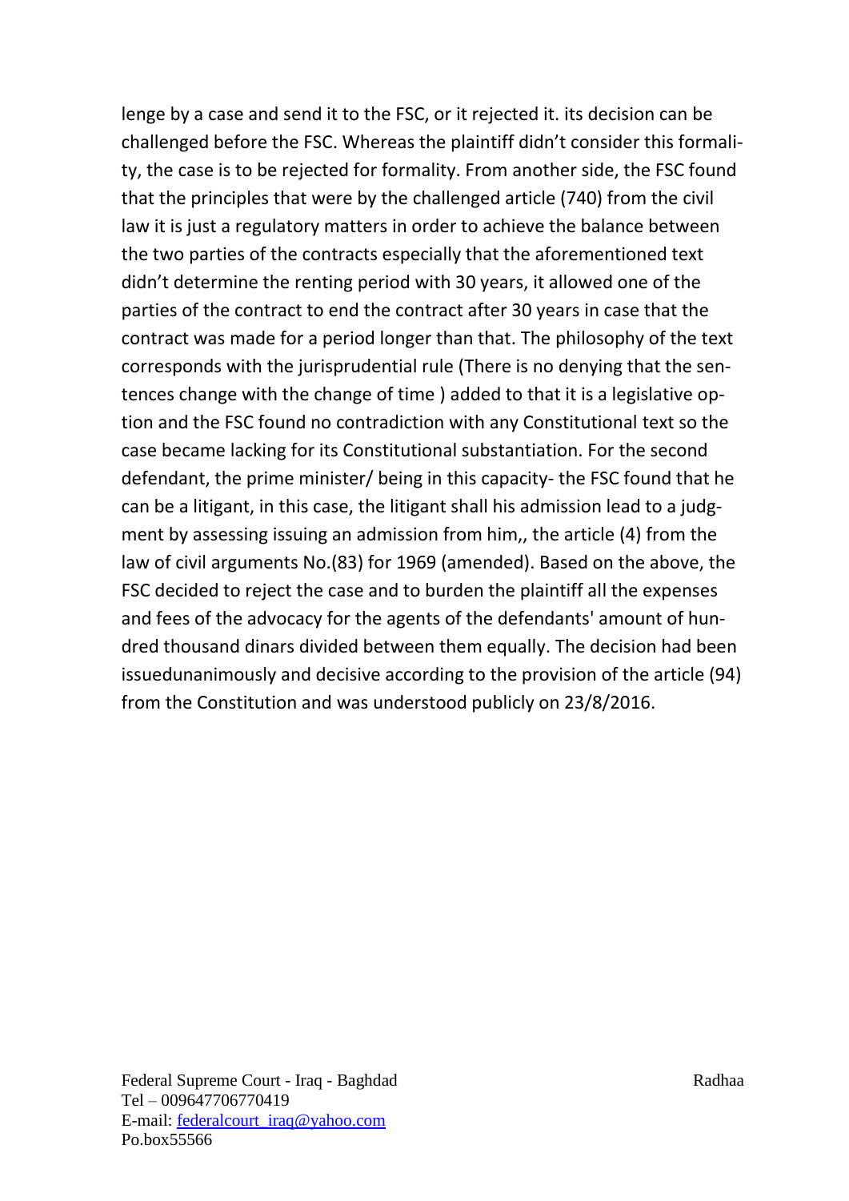lenge by a case and send it to the FSC, or it rejected it. its decision can be challenged before the FSC. Whereas the plaintiff didn't consider this formality, the case is to be rejected for formality. From another side, the FSC found that the principles that were by the challenged article (740) from the civil law it is just a regulatory matters in order to achieve the balance between the two parties of the contracts especially that the aforementioned text didn't determine the renting period with 30 years, it allowed one of the parties of the contract to end the contract after 30 years in case that the contract was made for a period longer than that. The philosophy of the text corresponds with the jurisprudential rule (There is no denying that the sentences change with the change of time ) added to that it is a legislative option and the FSC found no contradiction with any Constitutional text so the case became lacking for its Constitutional substantiation. For the second defendant, the prime minister/ being in this capacity- the FSC found that he can be a litigant, in this case, the litigant shall his admission lead to a judgment by assessing issuing an admission from him,, the article (4) from the law of civil arguments No.(83) for 1969 (amended). Based on the above, the FSC decided to reject the case and to burden the plaintiff all the expenses and fees of the advocacy for the agents of the defendants' amount of hundred thousand dinars divided between them equally. The decision had been issuedunanimously and decisive according to the provision of the article (94) from the Constitution and was understood publicly on 23/8/2016.